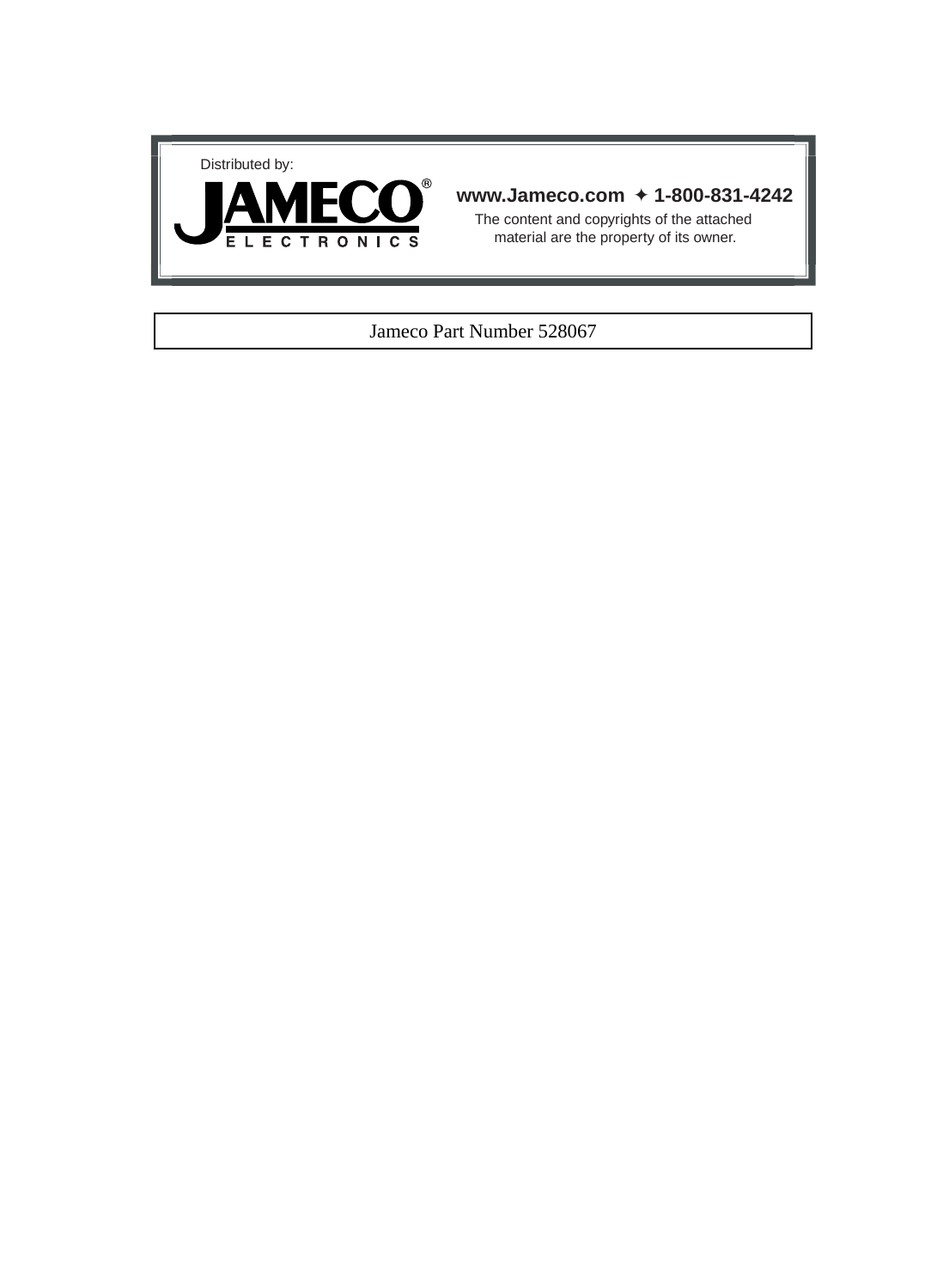Distributed by:

JAMECO® ELECTRONICS

**www.Jameco.com ✦ 1-800-831-4242**

The content and copyrights of the attached material are the property of its owner.

Jameco Part Number 528067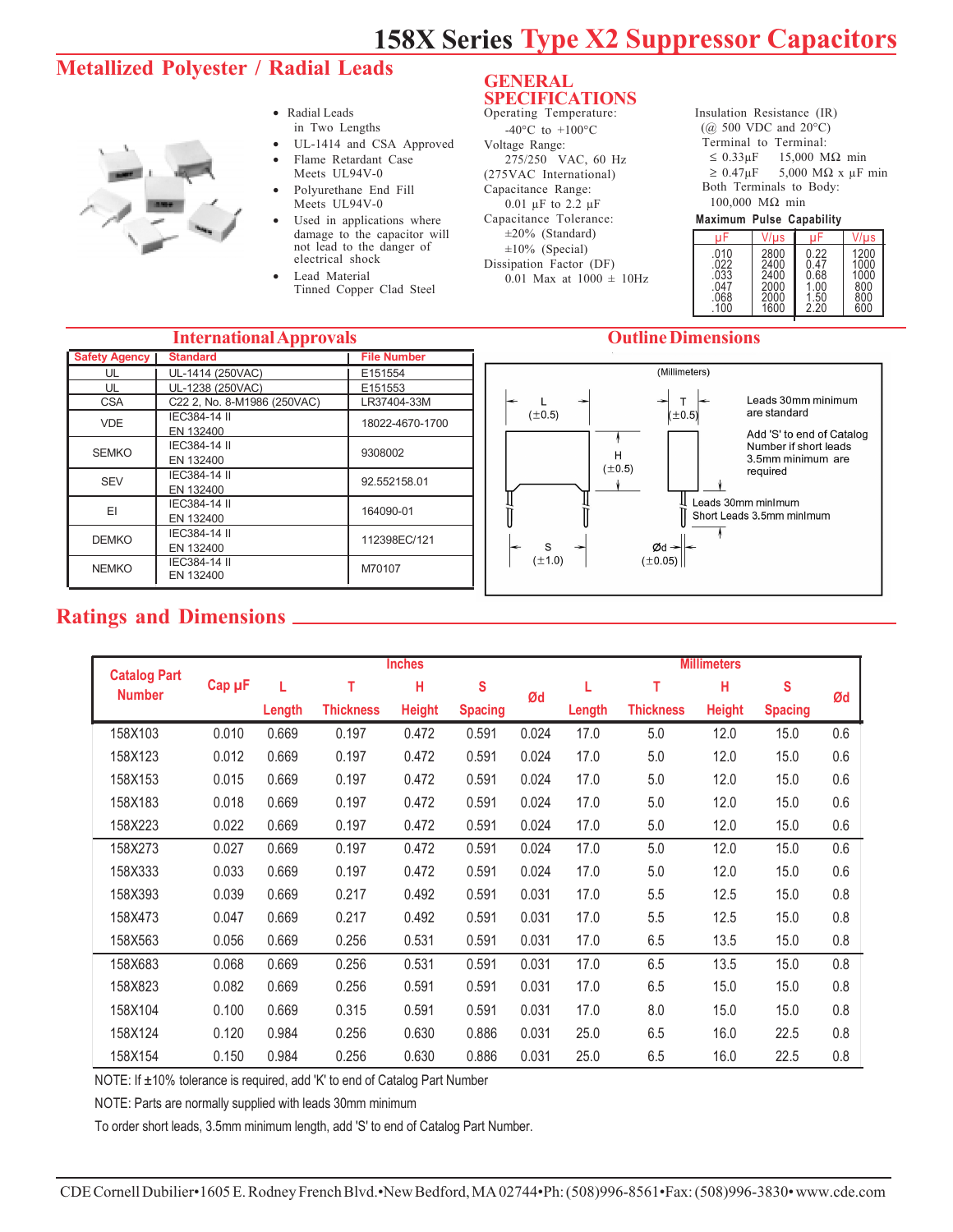# 158X Series Type X2 Suppressor Capacitors

## Metallized Polyester / Radial Leads

- Radial Leads in Two Lengths
- UL-1414 and CSA Approved
- Flame Retardant Case Meets UL94V-0
- Polyurethane End Fill Meets UL94V-0
- Used in applications where damage to the capacitor will not lead to the danger of electrical shock
- Lead Material Tinned Copper Clad Steel

## GENERAL SPECIFICATIONS

Operating Temperature:
-40°C to +100°C

Voltage Range:
275/250 VAC, 60 Hz
(275VAC International)

Capacitance Range:
0.01 µF to 2.2 µF

Capacitance Tolerance:
±20% (Standard)
±10% (Special)

Dissipation Factor (DF)
0.01 Max at 1000 ± 10Hz

Insulation Resistance (IR)
(@ 500 VDC and 20°C)
Terminal to Terminal:
≤ 0.33µF 15,000 MΩ min
≥ 0.47µF 5,000 MΩ x µF min
Both Terminals to Body:
100,000 MΩ min

**Maximum Pulse Capability**

| µF | V/µs | µF | V/µs |
|---|---|---|---|
| .010 | 2800 | 0.22 | 1200 |
| .022 | 2400 | 0.47 | 1000 |
| .033 | 2400 | 0.68 | 1000 |
| .047 | 2000 | 1.00 | 800 |
| .068 | 2000 | 1.50 | 800 |
| .100 | 1600 | 2.20 | 600 |

## International Approvals

| Safety Agency | Standard | File Number |
|---|---|---|
| UL | UL-1414 (250VAC) | E151554 |
| UL | UL-1238 (250VAC) | E151553 |
| CSA | C22 2, No. 8-M1986 (250VAC) | LR37404-33M |
| VDE | IEC384-14 II EN 132400 | 18022-4670-1700 |
| SEMKO | IEC384-14 II EN 132400 | 9308002 |
| SEV | IEC384-14 II EN 132400 | 92.552158.01 |
| EI | IEC384-14 II EN 132400 | 164090-01 |
| DEMKO | IEC384-14 II EN 132400 | 112398EC/121 |
| NEMKO | IEC384-14 II EN 132400 | M70107 |

## Outline Dimensions

(Millimeters)

L (±0.5), T (±0.5), H (±0.5), S (±1.0), Ød (±0.05)

Leads 30mm minimum are standard

Add 'S' to end of Catalog Number if short leads 3.5mm minimum are required

Leads 30mm minimum
Short Leads 3.5mm minimum

## Ratings and Dimensions

| Catalog Part Number | Cap µF | Inches L Length | Inches T Thickness | Inches H Height | Inches S Spacing | Inches Ød | Millimeters L Length | Millimeters T Thickness | Millimeters H Height | Millimeters S Spacing | Millimeters Ød |
|---|---|---|---|---|---|---|---|---|---|---|---|
| 158X103 | 0.010 | 0.669 | 0.197 | 0.472 | 0.591 | 0.024 | 17.0 | 5.0 | 12.0 | 15.0 | 0.6 |
| 158X123 | 0.012 | 0.669 | 0.197 | 0.472 | 0.591 | 0.024 | 17.0 | 5.0 | 12.0 | 15.0 | 0.6 |
| 158X153 | 0.015 | 0.669 | 0.197 | 0.472 | 0.591 | 0.024 | 17.0 | 5.0 | 12.0 | 15.0 | 0.6 |
| 158X183 | 0.018 | 0.669 | 0.197 | 0.472 | 0.591 | 0.024 | 17.0 | 5.0 | 12.0 | 15.0 | 0.6 |
| 158X223 | 0.022 | 0.669 | 0.197 | 0.472 | 0.591 | 0.024 | 17.0 | 5.0 | 12.0 | 15.0 | 0.6 |
| 158X273 | 0.027 | 0.669 | 0.197 | 0.472 | 0.591 | 0.024 | 17.0 | 5.0 | 12.0 | 15.0 | 0.6 |
| 158X333 | 0.033 | 0.669 | 0.197 | 0.472 | 0.591 | 0.024 | 17.0 | 5.0 | 12.0 | 15.0 | 0.6 |
| 158X393 | 0.039 | 0.669 | 0.217 | 0.492 | 0.591 | 0.031 | 17.0 | 5.5 | 12.5 | 15.0 | 0.8 |
| 158X473 | 0.047 | 0.669 | 0.217 | 0.492 | 0.591 | 0.031 | 17.0 | 5.5 | 12.5 | 15.0 | 0.8 |
| 158X563 | 0.056 | 0.669 | 0.256 | 0.531 | 0.591 | 0.031 | 17.0 | 6.5 | 13.5 | 15.0 | 0.8 |
| 158X683 | 0.068 | 0.669 | 0.256 | 0.531 | 0.591 | 0.031 | 17.0 | 6.5 | 13.5 | 15.0 | 0.8 |
| 158X823 | 0.082 | 0.669 | 0.256 | 0.591 | 0.591 | 0.031 | 17.0 | 6.5 | 15.0 | 15.0 | 0.8 |
| 158X104 | 0.100 | 0.669 | 0.315 | 0.591 | 0.591 | 0.031 | 17.0 | 8.0 | 15.0 | 15.0 | 0.8 |
| 158X124 | 0.120 | 0.984 | 0.256 | 0.630 | 0.886 | 0.031 | 25.0 | 6.5 | 16.0 | 22.5 | 0.8 |
| 158X154 | 0.150 | 0.984 | 0.256 | 0.630 | 0.886 | 0.031 | 25.0 | 6.5 | 16.0 | 22.5 | 0.8 |

NOTE: If ±10% tolerance is required, add 'K' to end of Catalog Part Number

NOTE: Parts are normally supplied with leads 30mm minimum

To order short leads, 3.5mm minimum length, add 'S' to end of Catalog Part Number.

CDE Cornell Dubilier•1605 E. Rodney French Blvd.•New Bedford, MA 02744•Ph: (508)996-8561•Fax: (508)996-3830• www.cde.com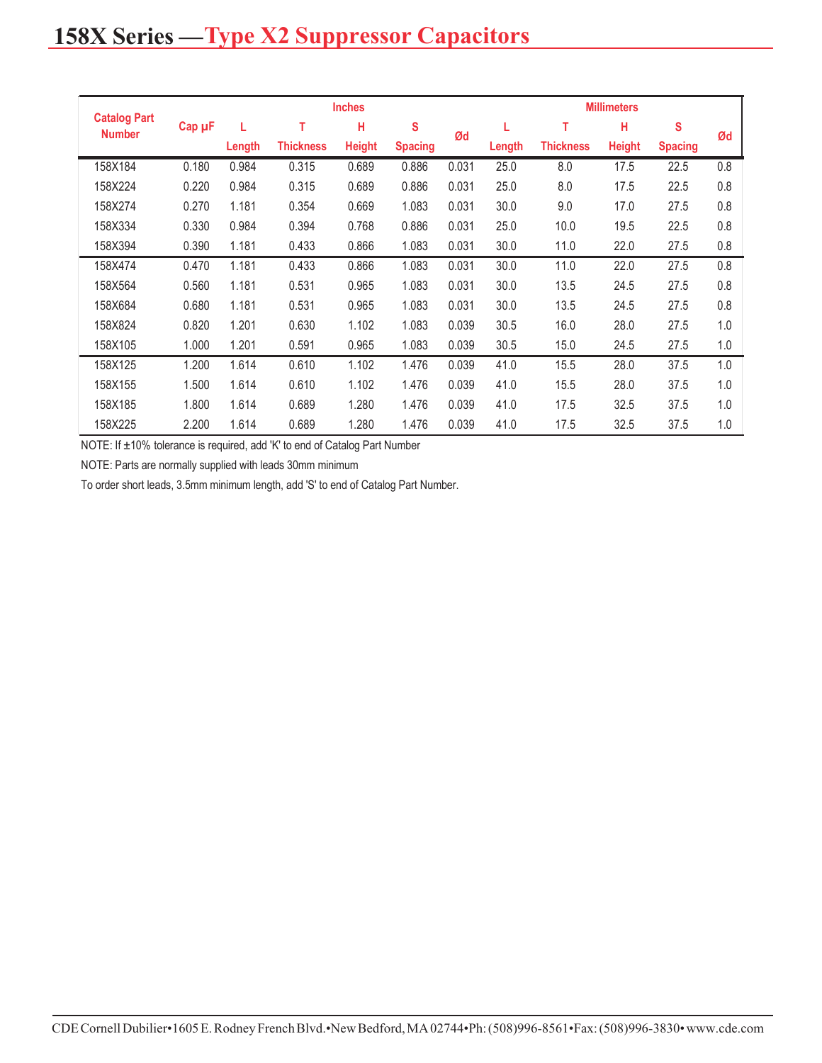# 158X Series —Type X2 Suppressor Capacitors

| Catalog Part Number | Cap µF | Inches | | | | | Millimeters | | | | |
|---|---|---|---|---|---|---|---|---|---|---|---|
| | | L Length | T Thickness | H Height | S Spacing | Ød | L Length | T Thickness | H Height | S Spacing | Ød |
| 158X184 | 0.180 | 0.984 | 0.315 | 0.689 | 0.886 | 0.031 | 25.0 | 8.0 | 17.5 | 22.5 | 0.8 |
| 158X224 | 0.220 | 0.984 | 0.315 | 0.689 | 0.886 | 0.031 | 25.0 | 8.0 | 17.5 | 22.5 | 0.8 |
| 158X274 | 0.270 | 1.181 | 0.354 | 0.669 | 1.083 | 0.031 | 30.0 | 9.0 | 17.0 | 27.5 | 0.8 |
| 158X334 | 0.330 | 0.984 | 0.394 | 0.768 | 0.886 | 0.031 | 25.0 | 10.0 | 19.5 | 22.5 | 0.8 |
| 158X394 | 0.390 | 1.181 | 0.433 | 0.866 | 1.083 | 0.031 | 30.0 | 11.0 | 22.0 | 27.5 | 0.8 |
| 158X474 | 0.470 | 1.181 | 0.433 | 0.866 | 1.083 | 0.031 | 30.0 | 11.0 | 22.0 | 27.5 | 0.8 |
| 158X564 | 0.560 | 1.181 | 0.531 | 0.965 | 1.083 | 0.031 | 30.0 | 13.5 | 24.5 | 27.5 | 0.8 |
| 158X684 | 0.680 | 1.181 | 0.531 | 0.965 | 1.083 | 0.031 | 30.0 | 13.5 | 24.5 | 27.5 | 0.8 |
| 158X824 | 0.820 | 1.201 | 0.630 | 1.102 | 1.083 | 0.039 | 30.5 | 16.0 | 28.0 | 27.5 | 1.0 |
| 158X105 | 1.000 | 1.201 | 0.591 | 0.965 | 1.083 | 0.039 | 30.5 | 15.0 | 24.5 | 27.5 | 1.0 |
| 158X125 | 1.200 | 1.614 | 0.610 | 1.102 | 1.476 | 0.039 | 41.0 | 15.5 | 28.0 | 37.5 | 1.0 |
| 158X155 | 1.500 | 1.614 | 0.610 | 1.102 | 1.476 | 0.039 | 41.0 | 15.5 | 28.0 | 37.5 | 1.0 |
| 158X185 | 1.800 | 1.614 | 0.689 | 1.280 | 1.476 | 0.039 | 41.0 | 17.5 | 32.5 | 37.5 | 1.0 |
| 158X225 | 2.200 | 1.614 | 0.689 | 1.280 | 1.476 | 0.039 | 41.0 | 17.5 | 32.5 | 37.5 | 1.0 |

NOTE: If ±10% tolerance is required, add 'K' to end of Catalog Part Number

NOTE: Parts are normally supplied with leads 30mm minimum

To order short leads, 3.5mm minimum length, add 'S' to end of Catalog Part Number.

CDE Cornell Dubilier•1605 E. Rodney French Blvd.•New Bedford, MA 02744•Ph: (508)996-8561•Fax: (508)996-3830• www.cde.com